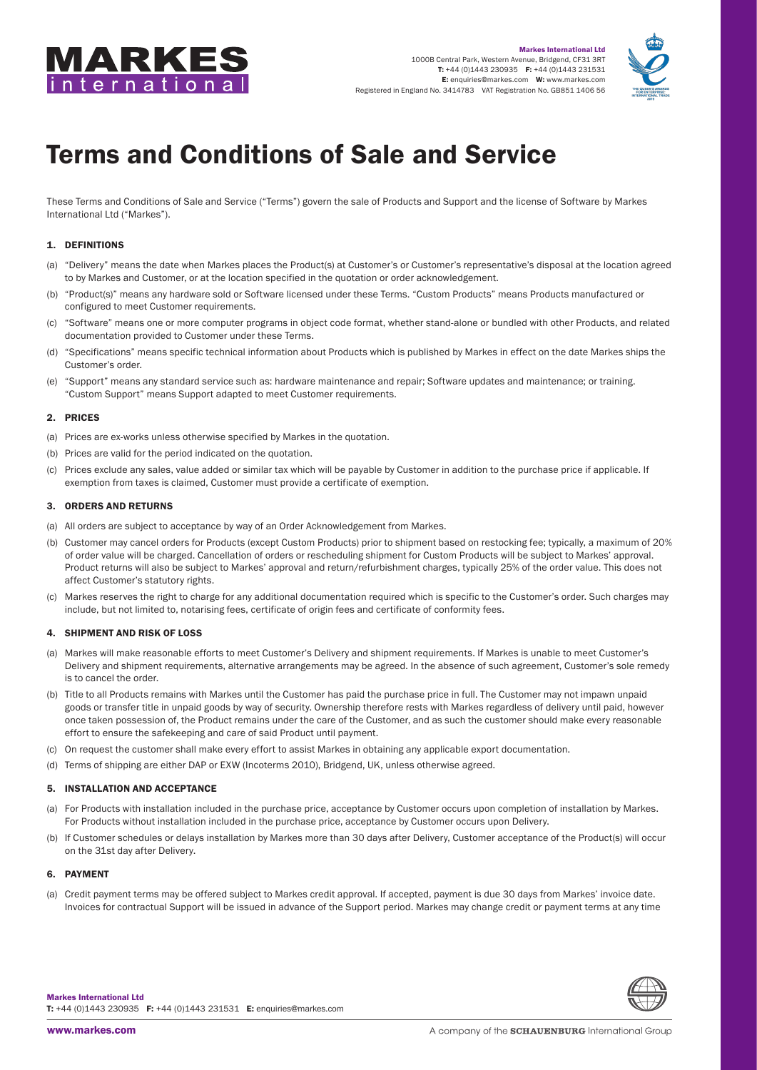# Terms and Conditions of Sale and Service

These Terms and Conditions of Sale and Service ("Terms") govern the sale of Products and Support and the license of Software by Markes International Ltd ("Markes").

## 1. DEFINITIONS

(a) "Delivery" means the date when Markes places the Product(s) at Customer's or Customer's representative's disposal at the location agreed to by Markes and Customer, or at the location specified in the quotation or order acknowledgement.

(b) "Product(s)" means any hardware sold or Software licensed under these Terms. "Custom Products" means Products manufactured or configured to meet Customer requirements.

(c) "Software" means one or more computer programs in object code format, whether stand-alone or bundled with other Products, and related documentation provided to Customer under these Terms.

(d) "Specifications" means specific technical information about Products which is published by Markes in effect on the date Markes ships the Customer's order.

(e) "Support" means any standard service such as: hardware maintenance and repair; Software updates and maintenance; or training. "Custom Support" means Support adapted to meet Customer requirements.

## 2. PRICES

(a) Prices are ex-works unless otherwise specified by Markes in the quotation.

(b) Prices are valid for the period indicated on the quotation.

(c) Prices exclude any sales, value added or similar tax which will be payable by Customer in addition to the purchase price if applicable. If exemption from taxes is claimed, Customer must provide a certificate of exemption.

## 3. ORDERS AND RETURNS

(a) All orders are subject to acceptance by way of an Order Acknowledgement from Markes.

(b) Customer may cancel orders for Products (except Custom Products) prior to shipment based on restocking fee; typically, a maximum of 20% of order value will be charged. Cancellation of orders or rescheduling shipment for Custom Products will be subject to Markes' approval. Product returns will also be subject to Markes' approval and return/refurbishment charges, typically 25% of the order value. This does not affect Customer's statutory rights.

(c) Markes reserves the right to charge for any additional documentation required which is specific to the Customer's order. Such charges may include, but not limited to, notarising fees, certificate of origin fees and certificate of conformity fees.

## 4. SHIPMENT AND RISK OF LOSS

(a) Markes will make reasonable efforts to meet Customer's Delivery and shipment requirements. If Markes is unable to meet Customer's Delivery and shipment requirements, alternative arrangements may be agreed. In the absence of such agreement, Customer's sole remedy is to cancel the order.

(b) Title to all Products remains with Markes until the Customer has paid the purchase price in full. The Customer may not impawn unpaid goods or transfer title in unpaid goods by way of security. Ownership therefore rests with Markes regardless of delivery until paid, however once taken possession of, the Product remains under the care of the Customer, and as such the customer should make every reasonable effort to ensure the safekeeping and care of said Product until payment.

(c) On request the customer shall make every effort to assist Markes in obtaining any applicable export documentation.

(d) Terms of shipping are either DAP or EXW (Incoterms 2010), Bridgend, UK, unless otherwise agreed.

## 5. INSTALLATION AND ACCEPTANCE

(a) For Products with installation included in the purchase price, acceptance by Customer occurs upon completion of installation by Markes. For Products without installation included in the purchase price, acceptance by Customer occurs upon Delivery.

(b) If Customer schedules or delays installation by Markes more than 30 days after Delivery, Customer acceptance of the Product(s) will occur on the 31st day after Delivery.

## 6. PAYMENT

(a) Credit payment terms may be offered subject to Markes credit approval. If accepted, payment is due 30 days from Markes' invoice date. Invoices for contractual Support will be issued in advance of the Support period. Markes may change credit or payment terms at any time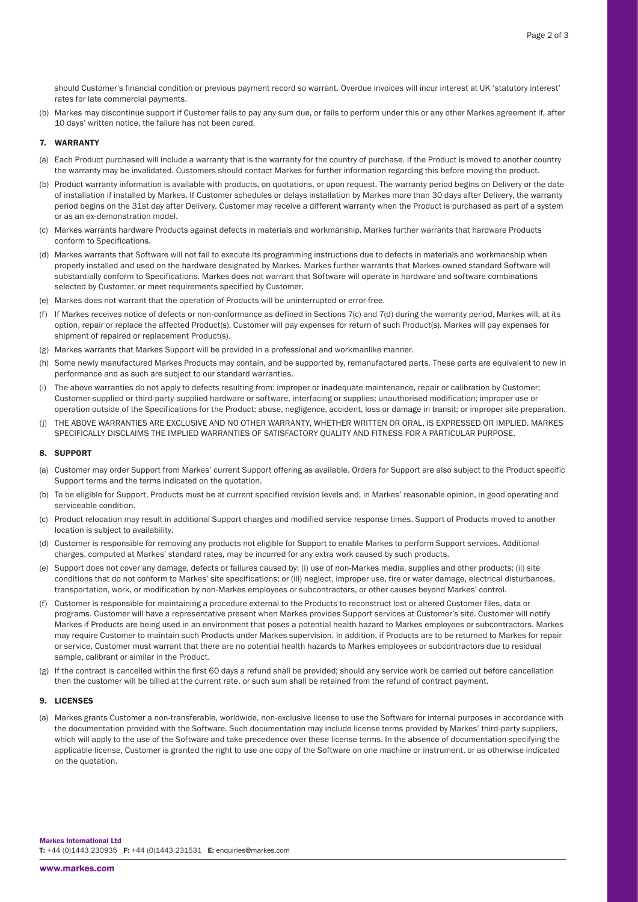should Customer's financial condition or previous payment record so warrant. Overdue invoices will incur interest at UK 'statutory interest' rates for late commercial payments.

(b) Markes may discontinue support if Customer fails to pay any sum due, or fails to perform under this or any other Markes agreement if, after 10 days' written notice, the failure has not been cured.

## 7. WARRANTY

(a) Each Product purchased will include a warranty that is the warranty for the country of purchase. If the Product is moved to another country the warranty may be invalidated. Customers should contact Markes for further information regarding this before moving the product.

(b) Product warranty information is available with products, on quotations, or upon request. The warranty period begins on Delivery or the date of installation if installed by Markes. If Customer schedules or delays installation by Markes more than 30 days after Delivery, the warranty period begins on the 31st day after Delivery. Customer may receive a different warranty when the Product is purchased as part of a system or as an ex-demonstration model.

(c) Markes warrants hardware Products against defects in materials and workmanship. Markes further warrants that hardware Products conform to Specifications.

(d) Markes warrants that Software will not fail to execute its programming instructions due to defects in materials and workmanship when properly installed and used on the hardware designated by Markes. Markes further warrants that Markes-owned standard Software will substantially conform to Specifications. Markes does not warrant that Software will operate in hardware and software combinations selected by Customer, or meet requirements specified by Customer.

(e) Markes does not warrant that the operation of Products will be uninterrupted or error-free.

(f) If Markes receives notice of defects or non-conformance as defined in Sections 7(c) and 7(d) during the warranty period, Markes will, at its option, repair or replace the affected Product(s). Customer will pay expenses for return of such Product(s). Markes will pay expenses for shipment of repaired or replacement Product(s).

(g) Markes warrants that Markes Support will be provided in a professional and workmanlike manner.

(h) Some newly manufactured Markes Products may contain, and be supported by, remanufactured parts. These parts are equivalent to new in performance and as such are subject to our standard warranties.

(i) The above warranties do not apply to defects resulting from: improper or inadequate maintenance, repair or calibration by Customer; Customer-supplied or third-party-supplied hardware or software, interfacing or supplies; unauthorised modification; improper use or operation outside of the Specifications for the Product; abuse, negligence, accident, loss or damage in transit; or improper site preparation.

(j) THE ABOVE WARRANTIES ARE EXCLUSIVE AND NO OTHER WARRANTY, WHETHER WRITTEN OR ORAL, IS EXPRESSED OR IMPLIED. MARKES SPECIFICALLY DISCLAIMS THE IMPLIED WARRANTIES OF SATISFACTORY QUALITY AND FITNESS FOR A PARTICULAR PURPOSE.

## 8. SUPPORT

(a) Customer may order Support from Markes' current Support offering as available. Orders for Support are also subject to the Product specific Support terms and the terms indicated on the quotation.

(b) To be eligible for Support, Products must be at current specified revision levels and, in Markes' reasonable opinion, in good operating and serviceable condition.

(c) Product relocation may result in additional Support charges and modified service response times. Support of Products moved to another location is subject to availability.

(d) Customer is responsible for removing any products not eligible for Support to enable Markes to perform Support services. Additional charges, computed at Markes' standard rates, may be incurred for any extra work caused by such products.

(e) Support does not cover any damage, defects or failures caused by: (i) use of non-Markes media, supplies and other products; (ii) site conditions that do not conform to Markes' site specifications; or (iii) neglect, improper use, fire or water damage, electrical disturbances, transportation, work, or modification by non-Markes employees or subcontractors, or other causes beyond Markes' control.

(f) Customer is responsible for maintaining a procedure external to the Products to reconstruct lost or altered Customer files, data or programs. Customer will have a representative present when Markes provides Support services at Customer's site. Customer will notify Markes if Products are being used in an environment that poses a potential health hazard to Markes employees or subcontractors. Markes may require Customer to maintain such Products under Markes supervision. In addition, if Products are to be returned to Markes for repair or service, Customer must warrant that there are no potential health hazards to Markes employees or subcontractors due to residual sample, calibrant or similar in the Product.

(g) If the contract is cancelled within the first 60 days a refund shall be provided; should any service work be carried out before cancellation then the customer will be billed at the current rate, or such sum shall be retained from the refund of contract payment.

## 9. LICENSES

(a) Markes grants Customer a non-transferable, worldwide, non-exclusive license to use the Software for internal purposes in accordance with the documentation provided with the Software. Such documentation may include license terms provided by Markes' third-party suppliers, which will apply to the use of the Software and take precedence over these license terms. In the absence of documentation specifying the applicable license, Customer is granted the right to use one copy of the Software on one machine or instrument, or as otherwise indicated on the quotation.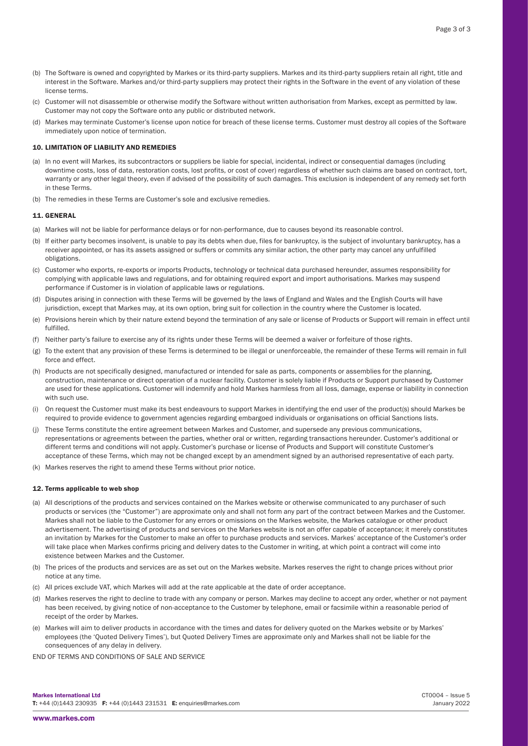(b) The Software is owned and copyrighted by Markes or its third-party suppliers. Markes and its third-party suppliers retain all right, title and interest in the Software. Markes and/or third-party suppliers may protect their rights in the Software in the event of any violation of these license terms.

(c) Customer will not disassemble or otherwise modify the Software without written authorisation from Markes, except as permitted by law. Customer may not copy the Software onto any public or distributed network.

(d) Markes may terminate Customer's license upon notice for breach of these license terms. Customer must destroy all copies of the Software immediately upon notice of termination.

## 10. LIMITATION OF LIABILITY AND REMEDIES

(a) In no event will Markes, its subcontractors or suppliers be liable for special, incidental, indirect or consequential damages (including downtime costs, loss of data, restoration costs, lost profits, or cost of cover) regardless of whether such claims are based on contract, tort, warranty or any other legal theory, even if advised of the possibility of such damages. This exclusion is independent of any remedy set forth in these Terms.

(b) The remedies in these Terms are Customer's sole and exclusive remedies.

## 11. GENERAL

(a) Markes will not be liable for performance delays or for non-performance, due to causes beyond its reasonable control.

(b) If either party becomes insolvent, is unable to pay its debts when due, files for bankruptcy, is the subject of involuntary bankruptcy, has a receiver appointed, or has its assets assigned or suffers or commits any similar action, the other party may cancel any unfulfilled obligations.

(c) Customer who exports, re-exports or imports Products, technology or technical data purchased hereunder, assumes responsibility for complying with applicable laws and regulations, and for obtaining required export and import authorisations. Markes may suspend performance if Customer is in violation of applicable laws or regulations.

(d) Disputes arising in connection with these Terms will be governed by the laws of England and Wales and the English Courts will have jurisdiction, except that Markes may, at its own option, bring suit for collection in the country where the Customer is located.

(e) Provisions herein which by their nature extend beyond the termination of any sale or license of Products or Support will remain in effect until fulfilled.

(f) Neither party's failure to exercise any of its rights under these Terms will be deemed a waiver or forfeiture of those rights.

(g) To the extent that any provision of these Terms is determined to be illegal or unenforceable, the remainder of these Terms will remain in full force and effect.

(h) Products are not specifically designed, manufactured or intended for sale as parts, components or assemblies for the planning, construction, maintenance or direct operation of a nuclear facility. Customer is solely liable if Products or Support purchased by Customer are used for these applications. Customer will indemnify and hold Markes harmless from all loss, damage, expense or liability in connection with such use.

(i) On request the Customer must make its best endeavours to support Markes in identifying the end user of the product(s) should Markes be required to provide evidence to government agencies regarding embargoed individuals or organisations on official Sanctions lists.

(j) These Terms constitute the entire agreement between Markes and Customer, and supersede any previous communications, representations or agreements between the parties, whether oral or written, regarding transactions hereunder. Customer's additional or different terms and conditions will not apply. Customer's purchase or license of Products and Support will constitute Customer's acceptance of these Terms, which may not be changed except by an amendment signed by an authorised representative of each party.

(k) Markes reserves the right to amend these Terms without prior notice.

## 12. Terms applicable to web shop

(a) All descriptions of the products and services contained on the Markes website or otherwise communicated to any purchaser of such products or services (the "Customer") are approximate only and shall not form any part of the contract between Markes and the Customer. Markes shall not be liable to the Customer for any errors or omissions on the Markes website, the Markes catalogue or other product advertisement. The advertising of products and services on the Markes website is not an offer capable of acceptance; it merely constitutes an invitation by Markes for the Customer to make an offer to purchase products and services. Markes' acceptance of the Customer's order will take place when Markes confirms pricing and delivery dates to the Customer in writing, at which point a contract will come into existence between Markes and the Customer.

(b) The prices of the products and services are as set out on the Markes website. Markes reserves the right to change prices without prior notice at any time.

(c) All prices exclude VAT, which Markes will add at the rate applicable at the date of order acceptance.

(d) Markes reserves the right to decline to trade with any company or person. Markes may decline to accept any order, whether or not payment has been received, by giving notice of non-acceptance to the Customer by telephone, email or facsimile within a reasonable period of receipt of the order by Markes.

(e) Markes will aim to deliver products in accordance with the times and dates for delivery quoted on the Markes website or by Markes' employees (the 'Quoted Delivery Times'), but Quoted Delivery Times are approximate only and Markes shall not be liable for the consequences of any delay in delivery.

END OF TERMS AND CONDITIONS OF SALE AND SERVICE

**Markes International Ltd**
**T:** +44 (0)1443 230935 **F:** +44 (0)1443 231531 **E:** enquiries@markes.com

CT0004 – Issue 5
January 2022

**www.markes.com**